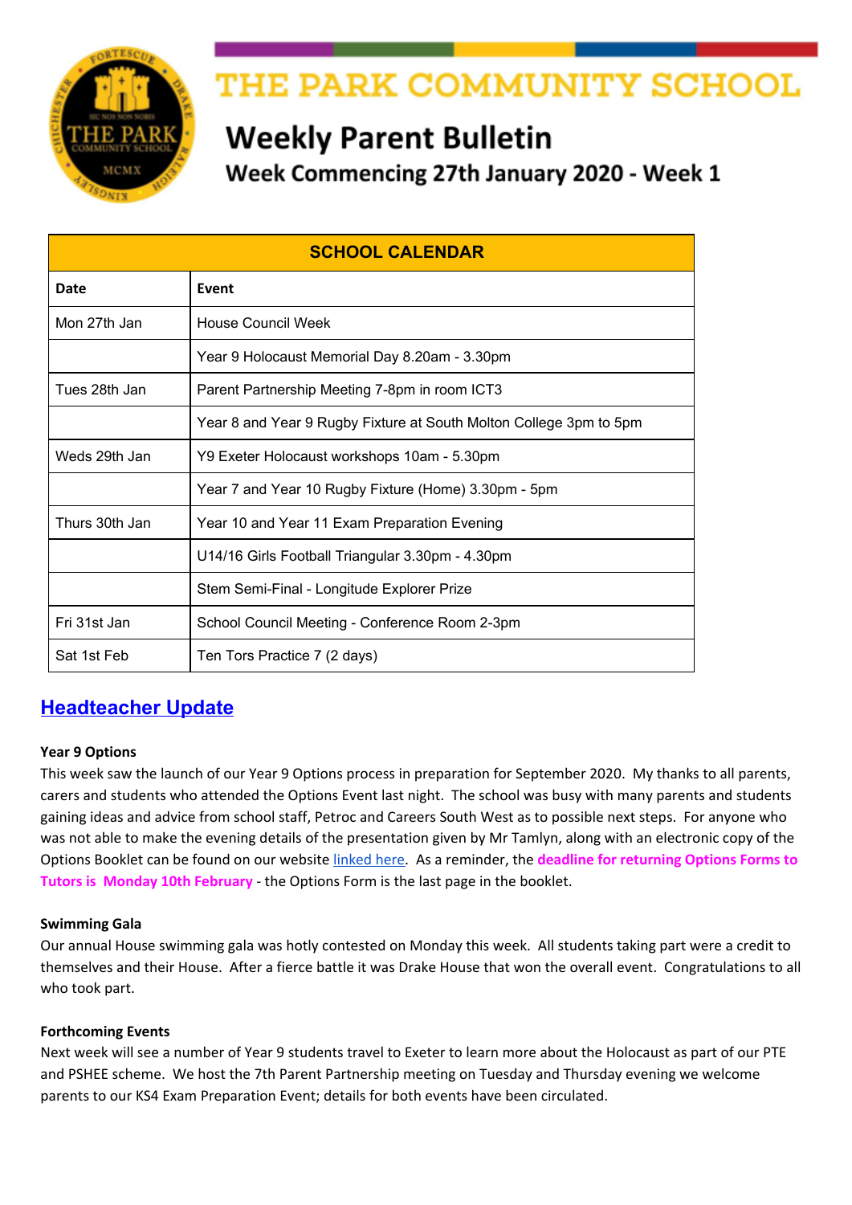# THE PARK COMMUNITY SCHOOL

## Weekly Parent Bulletin

### Week Commencing 27th January 2020 - Week 1

| SCHOOL CALENDAR | |
|---|---|
| **Date** | **Event** |
| Mon 27th Jan | House Council Week |
| | Year 9 Holocaust Memorial Day 8.20am - 3.30pm |
| Tues 28th Jan | Parent Partnership Meeting 7-8pm in room ICT3 |
| | Year 8 and Year 9 Rugby Fixture at South Molton College 3pm to 5pm |
| Weds 29th Jan | Y9 Exeter Holocaust workshops 10am - 5.30pm |
| | Year 7 and Year 10 Rugby Fixture (Home) 3.30pm - 5pm |
| Thurs 30th Jan | Year 10 and Year 11 Exam Preparation Evening |
| | U14/16 Girls Football Triangular 3.30pm - 4.30pm |
| | Stem Semi-Final - Longitude Explorer Prize |
| Fri 31st Jan | School Council Meeting - Conference Room 2-3pm |
| Sat 1st Feb | Ten Tors Practice 7 (2 days) |

## Headteacher Update

**Year 9 Options**

This week saw the launch of our Year 9 Options process in preparation for September 2020. My thanks to all parents, carers and students who attended the Options Event last night. The school was busy with many parents and students gaining ideas and advice from school staff, Petroc and Careers South West as to possible next steps. For anyone who was not able to make the evening details of the presentation given by Mr Tamlyn, along with an electronic copy of the Options Booklet can be found on our website linked here. As a reminder, the **deadline for returning Options Forms to Tutors is Monday 10th February** - the Options Form is the last page in the booklet.

**Swimming Gala**

Our annual House swimming gala was hotly contested on Monday this week. All students taking part were a credit to themselves and their House. After a fierce battle it was Drake House that won the overall event. Congratulations to all who took part.

**Forthcoming Events**

Next week will see a number of Year 9 students travel to Exeter to learn more about the Holocaust as part of our PTE and PSHEE scheme. We host the 7th Parent Partnership meeting on Tuesday and Thursday evening we welcome parents to our KS4 Exam Preparation Event; details for both events have been circulated.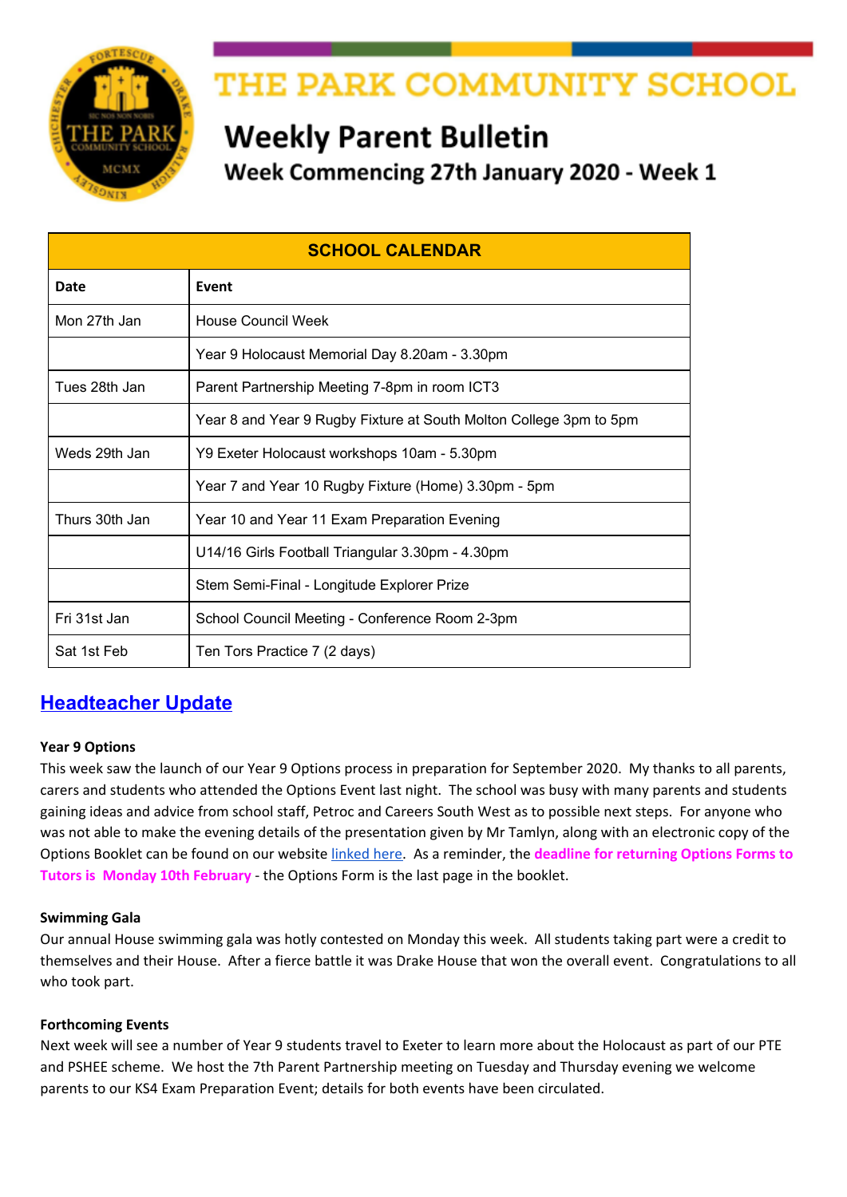# THE PARK COMMUNITY SCHOOL

## Weekly Parent Bulletin

### Week Commencing 27th January 2020 - Week 1

| SCHOOL CALENDAR | |
|---|---|
| **Date** | **Event** |
| Mon 27th Jan | House Council Week |
| | Year 9 Holocaust Memorial Day 8.20am - 3.30pm |
| Tues 28th Jan | Parent Partnership Meeting 7-8pm in room ICT3 |
| | Year 8 and Year 9 Rugby Fixture at South Molton College 3pm to 5pm |
| Weds 29th Jan | Y9 Exeter Holocaust workshops 10am - 5.30pm |
| | Year 7 and Year 10 Rugby Fixture (Home) 3.30pm - 5pm |
| Thurs 30th Jan | Year 10 and Year 11 Exam Preparation Evening |
| | U14/16 Girls Football Triangular 3.30pm - 4.30pm |
| | Stem Semi-Final - Longitude Explorer Prize |
| Fri 31st Jan | School Council Meeting - Conference Room 2-3pm |
| Sat 1st Feb | Ten Tors Practice 7 (2 days) |

## Headteacher Update

**Year 9 Options**

This week saw the launch of our Year 9 Options process in preparation for September 2020. My thanks to all parents, carers and students who attended the Options Event last night. The school was busy with many parents and students gaining ideas and advice from school staff, Petroc and Careers South West as to possible next steps. For anyone who was not able to make the evening details of the presentation given by Mr Tamlyn, along with an electronic copy of the Options Booklet can be found on our website linked here. As a reminder, the **deadline for returning Options Forms to Tutors is Monday 10th February** - the Options Form is the last page in the booklet.

**Swimming Gala**

Our annual House swimming gala was hotly contested on Monday this week. All students taking part were a credit to themselves and their House. After a fierce battle it was Drake House that won the overall event. Congratulations to all who took part.

**Forthcoming Events**

Next week will see a number of Year 9 students travel to Exeter to learn more about the Holocaust as part of our PTE and PSHEE scheme. We host the 7th Parent Partnership meeting on Tuesday and Thursday evening we welcome parents to our KS4 Exam Preparation Event; details for both events have been circulated.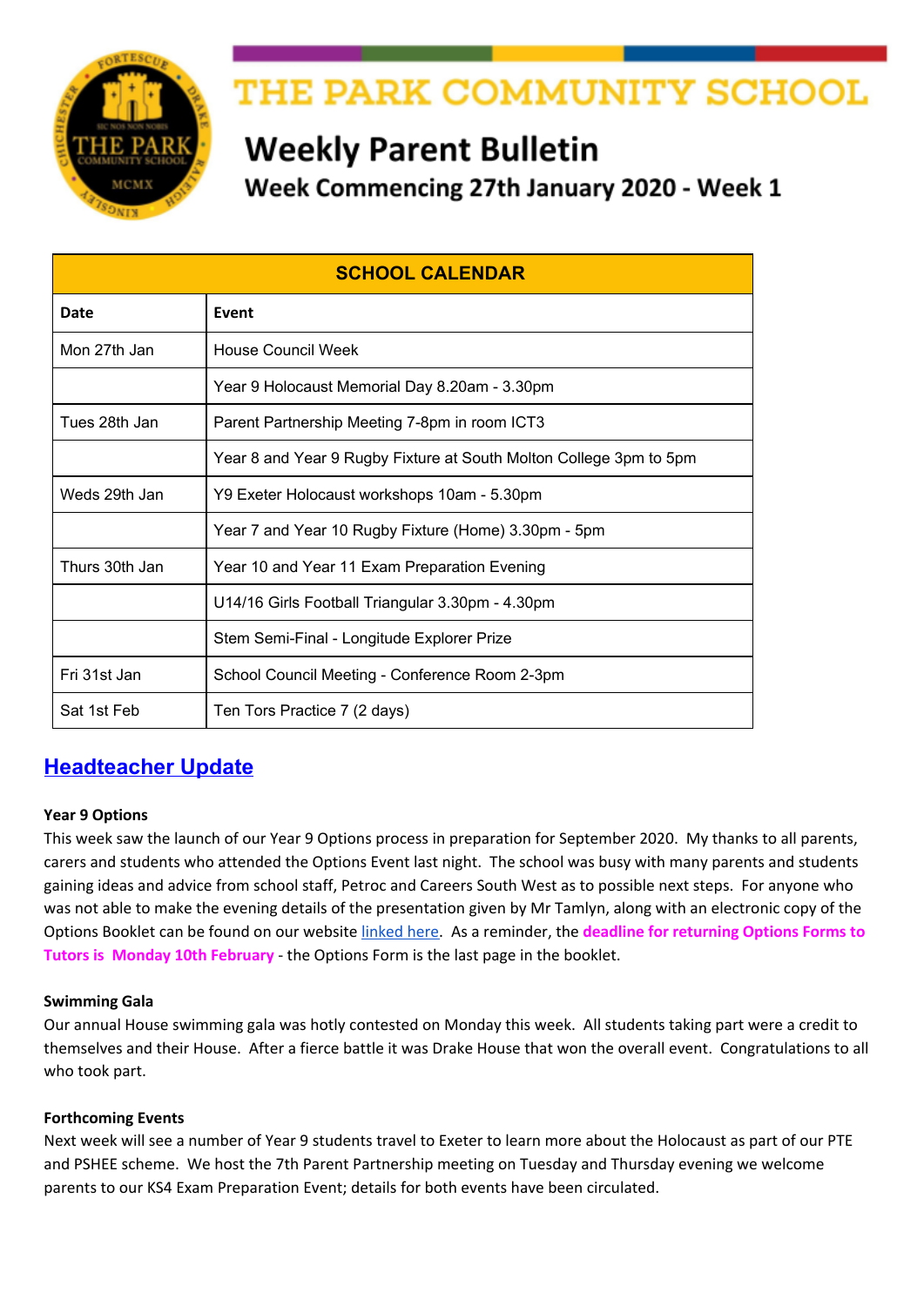# THE PARK COMMUNITY SCHOOL

## Weekly Parent Bulletin

### Week Commencing 27th January 2020 - Week 1

| SCHOOL CALENDAR | |
|---|---|
| **Date** | **Event** |
| Mon 27th Jan | House Council Week |
| | Year 9 Holocaust Memorial Day 8.20am - 3.30pm |
| Tues 28th Jan | Parent Partnership Meeting 7-8pm in room ICT3 |
| | Year 8 and Year 9 Rugby Fixture at South Molton College 3pm to 5pm |
| Weds 29th Jan | Y9 Exeter Holocaust workshops 10am - 5.30pm |
| | Year 7 and Year 10 Rugby Fixture (Home) 3.30pm - 5pm |
| Thurs 30th Jan | Year 10 and Year 11 Exam Preparation Evening |
| | U14/16 Girls Football Triangular 3.30pm - 4.30pm |
| | Stem Semi-Final - Longitude Explorer Prize |
| Fri 31st Jan | School Council Meeting - Conference Room 2-3pm |
| Sat 1st Feb | Ten Tors Practice 7 (2 days) |

## Headteacher Update

**Year 9 Options**

This week saw the launch of our Year 9 Options process in preparation for September 2020. My thanks to all parents, carers and students who attended the Options Event last night. The school was busy with many parents and students gaining ideas and advice from school staff, Petroc and Careers South West as to possible next steps. For anyone who was not able to make the evening details of the presentation given by Mr Tamlyn, along with an electronic copy of the Options Booklet can be found on our website linked here. As a reminder, the **deadline for returning Options Forms to Tutors is Monday 10th February** - the Options Form is the last page in the booklet.

**Swimming Gala**

Our annual House swimming gala was hotly contested on Monday this week. All students taking part were a credit to themselves and their House. After a fierce battle it was Drake House that won the overall event. Congratulations to all who took part.

**Forthcoming Events**

Next week will see a number of Year 9 students travel to Exeter to learn more about the Holocaust as part of our PTE and PSHEE scheme. We host the 7th Parent Partnership meeting on Tuesday and Thursday evening we welcome parents to our KS4 Exam Preparation Event; details for both events have been circulated.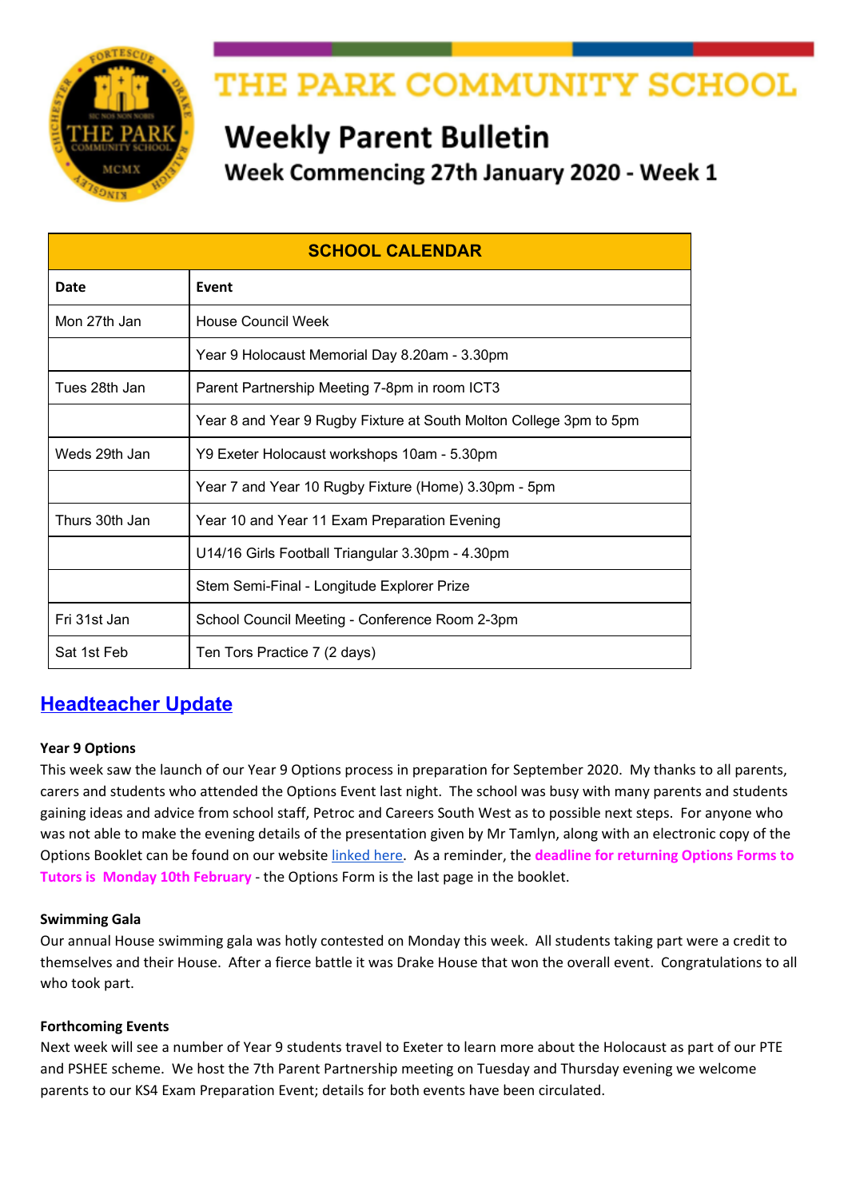# THE PARK COMMUNITY SCHOOL

## Weekly Parent Bulletin

### Week Commencing 27th January 2020 - Week 1

| SCHOOL CALENDAR | |
|---|---|
| **Date** | **Event** |
| Mon 27th Jan | House Council Week |
| | Year 9 Holocaust Memorial Day 8.20am - 3.30pm |
| Tues 28th Jan | Parent Partnership Meeting 7-8pm in room ICT3 |
| | Year 8 and Year 9 Rugby Fixture at South Molton College 3pm to 5pm |
| Weds 29th Jan | Y9 Exeter Holocaust workshops 10am - 5.30pm |
| | Year 7 and Year 10 Rugby Fixture (Home) 3.30pm - 5pm |
| Thurs 30th Jan | Year 10 and Year 11 Exam Preparation Evening |
| | U14/16 Girls Football Triangular 3.30pm - 4.30pm |
| | Stem Semi-Final - Longitude Explorer Prize |
| Fri 31st Jan | School Council Meeting - Conference Room 2-3pm |
| Sat 1st Feb | Ten Tors Practice 7 (2 days) |

## Headteacher Update

**Year 9 Options**

This week saw the launch of our Year 9 Options process in preparation for September 2020. My thanks to all parents, carers and students who attended the Options Event last night. The school was busy with many parents and students gaining ideas and advice from school staff, Petroc and Careers South West as to possible next steps. For anyone who was not able to make the evening details of the presentation given by Mr Tamlyn, along with an electronic copy of the Options Booklet can be found on our website linked here. As a reminder, the **deadline for returning Options Forms to Tutors is Monday 10th February** - the Options Form is the last page in the booklet.

**Swimming Gala**

Our annual House swimming gala was hotly contested on Monday this week. All students taking part were a credit to themselves and their House. After a fierce battle it was Drake House that won the overall event. Congratulations to all who took part.

**Forthcoming Events**

Next week will see a number of Year 9 students travel to Exeter to learn more about the Holocaust as part of our PTE and PSHEE scheme. We host the 7th Parent Partnership meeting on Tuesday and Thursday evening we welcome parents to our KS4 Exam Preparation Event; details for both events have been circulated.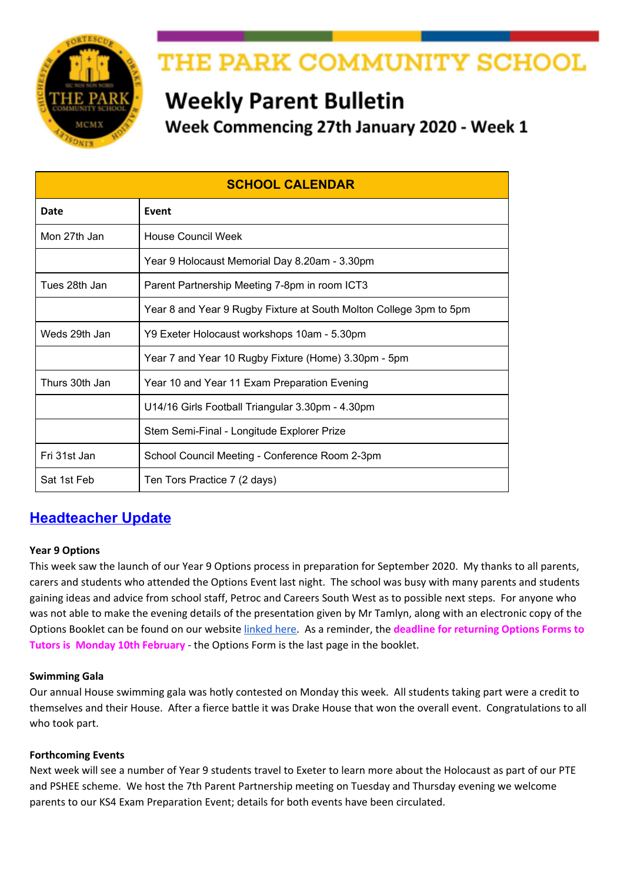# THE PARK COMMUNITY SCHOOL

## Weekly Parent Bulletin

### Week Commencing 27th January 2020 - Week 1

| SCHOOL CALENDAR | |
|---|---|
| **Date** | **Event** |
| Mon 27th Jan | House Council Week |
| | Year 9 Holocaust Memorial Day 8.20am - 3.30pm |
| Tues 28th Jan | Parent Partnership Meeting 7-8pm in room ICT3 |
| | Year 8 and Year 9 Rugby Fixture at South Molton College 3pm to 5pm |
| Weds 29th Jan | Y9 Exeter Holocaust workshops 10am - 5.30pm |
| | Year 7 and Year 10 Rugby Fixture (Home) 3.30pm - 5pm |
| Thurs 30th Jan | Year 10 and Year 11 Exam Preparation Evening |
| | U14/16 Girls Football Triangular 3.30pm - 4.30pm |
| | Stem Semi-Final - Longitude Explorer Prize |
| Fri 31st Jan | School Council Meeting - Conference Room 2-3pm |
| Sat 1st Feb | Ten Tors Practice 7 (2 days) |

## Headteacher Update

**Year 9 Options**

This week saw the launch of our Year 9 Options process in preparation for September 2020. My thanks to all parents, carers and students who attended the Options Event last night. The school was busy with many parents and students gaining ideas and advice from school staff, Petroc and Careers South West as to possible next steps. For anyone who was not able to make the evening details of the presentation given by Mr Tamlyn, along with an electronic copy of the Options Booklet can be found on our website linked here. As a reminder, the **deadline for returning Options Forms to Tutors is Monday 10th February** - the Options Form is the last page in the booklet.

**Swimming Gala**

Our annual House swimming gala was hotly contested on Monday this week. All students taking part were a credit to themselves and their House. After a fierce battle it was Drake House that won the overall event. Congratulations to all who took part.

**Forthcoming Events**

Next week will see a number of Year 9 students travel to Exeter to learn more about the Holocaust as part of our PTE and PSHEE scheme. We host the 7th Parent Partnership meeting on Tuesday and Thursday evening we welcome parents to our KS4 Exam Preparation Event; details for both events have been circulated.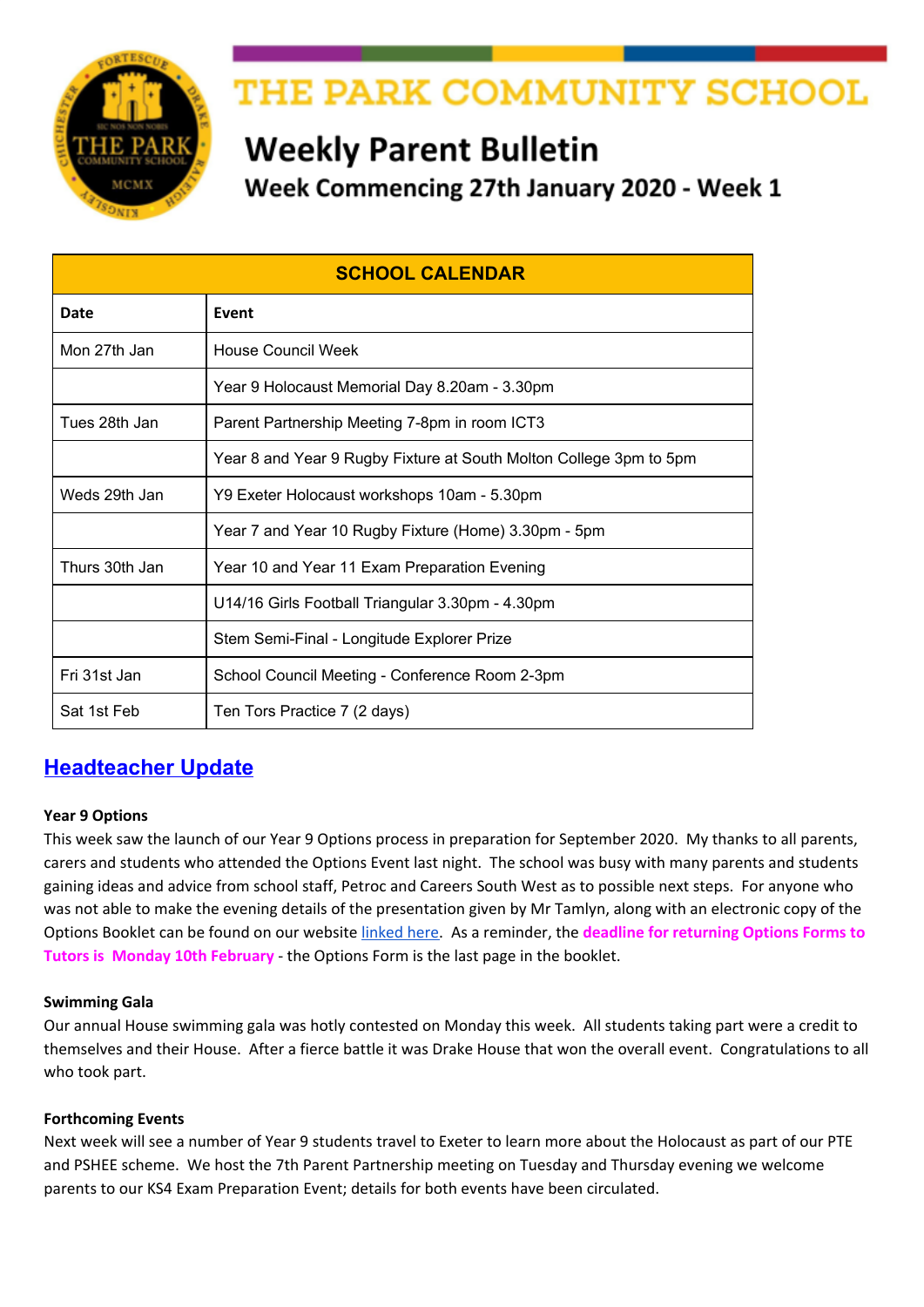# THE PARK COMMUNITY SCHOOL

## Weekly Parent Bulletin

### Week Commencing 27th January 2020 - Week 1

| SCHOOL CALENDAR | |
|---|---|
| **Date** | **Event** |
| Mon 27th Jan | House Council Week |
| | Year 9 Holocaust Memorial Day 8.20am - 3.30pm |
| Tues 28th Jan | Parent Partnership Meeting 7-8pm in room ICT3 |
| | Year 8 and Year 9 Rugby Fixture at South Molton College 3pm to 5pm |
| Weds 29th Jan | Y9 Exeter Holocaust workshops 10am - 5.30pm |
| | Year 7 and Year 10 Rugby Fixture (Home) 3.30pm - 5pm |
| Thurs 30th Jan | Year 10 and Year 11 Exam Preparation Evening |
| | U14/16 Girls Football Triangular 3.30pm - 4.30pm |
| | Stem Semi-Final - Longitude Explorer Prize |
| Fri 31st Jan | School Council Meeting - Conference Room 2-3pm |
| Sat 1st Feb | Ten Tors Practice 7 (2 days) |

## Headteacher Update

**Year 9 Options**

This week saw the launch of our Year 9 Options process in preparation for September 2020. My thanks to all parents, carers and students who attended the Options Event last night. The school was busy with many parents and students gaining ideas and advice from school staff, Petroc and Careers South West as to possible next steps. For anyone who was not able to make the evening details of the presentation given by Mr Tamlyn, along with an electronic copy of the Options Booklet can be found on our website linked here. As a reminder, the **deadline for returning Options Forms to Tutors is Monday 10th February** - the Options Form is the last page in the booklet.

**Swimming Gala**

Our annual House swimming gala was hotly contested on Monday this week. All students taking part were a credit to themselves and their House. After a fierce battle it was Drake House that won the overall event. Congratulations to all who took part.

**Forthcoming Events**

Next week will see a number of Year 9 students travel to Exeter to learn more about the Holocaust as part of our PTE and PSHEE scheme. We host the 7th Parent Partnership meeting on Tuesday and Thursday evening we welcome parents to our KS4 Exam Preparation Event; details for both events have been circulated.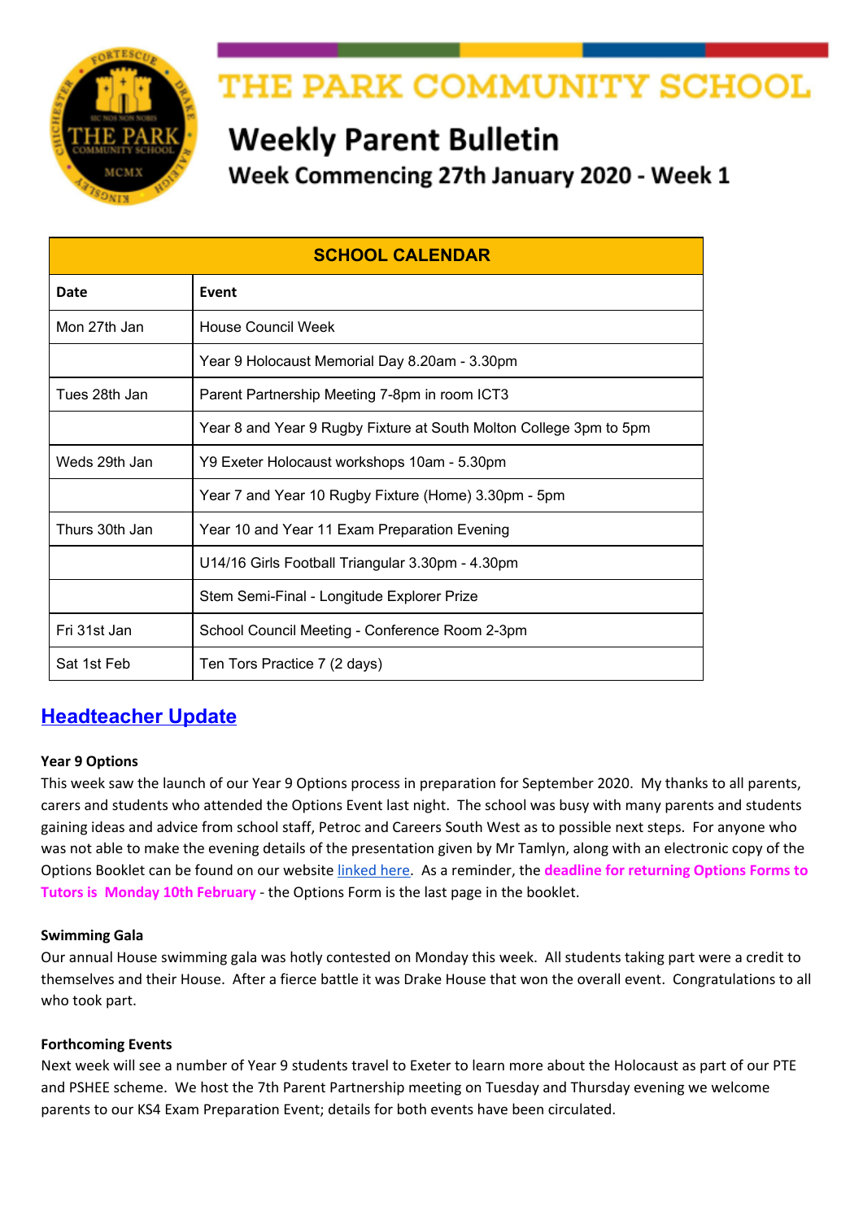# THE PARK COMMUNITY SCHOOL

## Weekly Parent Bulletin

### Week Commencing 27th January 2020 - Week 1

| SCHOOL CALENDAR | |
|---|---|
| **Date** | **Event** |
| Mon 27th Jan | House Council Week |
| | Year 9 Holocaust Memorial Day 8.20am - 3.30pm |
| Tues 28th Jan | Parent Partnership Meeting 7-8pm in room ICT3 |
| | Year 8 and Year 9 Rugby Fixture at South Molton College 3pm to 5pm |
| Weds 29th Jan | Y9 Exeter Holocaust workshops 10am - 5.30pm |
| | Year 7 and Year 10 Rugby Fixture (Home) 3.30pm - 5pm |
| Thurs 30th Jan | Year 10 and Year 11 Exam Preparation Evening |
| | U14/16 Girls Football Triangular 3.30pm - 4.30pm |
| | Stem Semi-Final - Longitude Explorer Prize |
| Fri 31st Jan | School Council Meeting - Conference Room 2-3pm |
| Sat 1st Feb | Ten Tors Practice 7 (2 days) |

## Headteacher Update

**Year 9 Options**

This week saw the launch of our Year 9 Options process in preparation for September 2020. My thanks to all parents, carers and students who attended the Options Event last night. The school was busy with many parents and students gaining ideas and advice from school staff, Petroc and Careers South West as to possible next steps. For anyone who was not able to make the evening details of the presentation given by Mr Tamlyn, along with an electronic copy of the Options Booklet can be found on our website linked here. As a reminder, the **deadline for returning Options Forms to Tutors is Monday 10th February** - the Options Form is the last page in the booklet.

**Swimming Gala**

Our annual House swimming gala was hotly contested on Monday this week. All students taking part were a credit to themselves and their House. After a fierce battle it was Drake House that won the overall event. Congratulations to all who took part.

**Forthcoming Events**

Next week will see a number of Year 9 students travel to Exeter to learn more about the Holocaust as part of our PTE and PSHEE scheme. We host the 7th Parent Partnership meeting on Tuesday and Thursday evening we welcome parents to our KS4 Exam Preparation Event; details for both events have been circulated.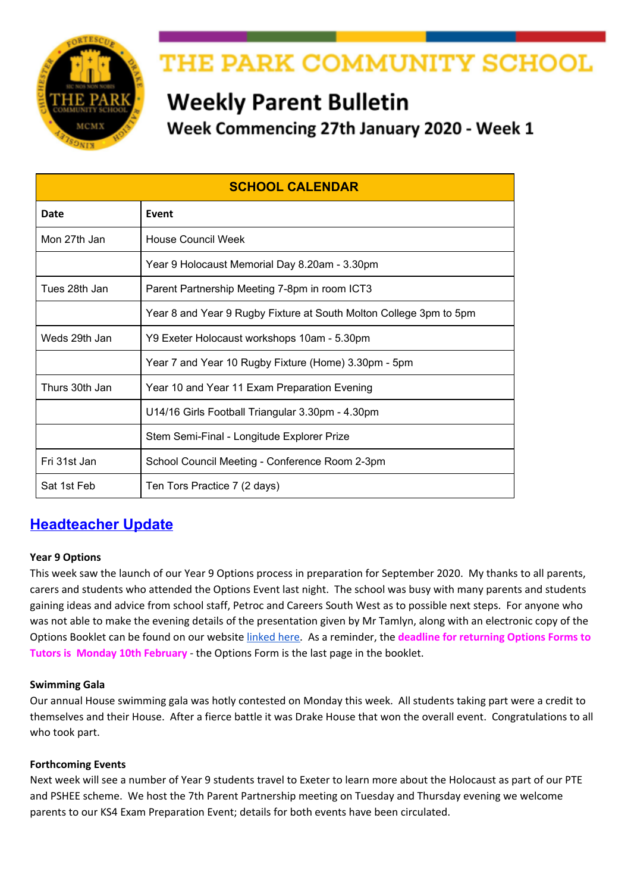# THE PARK COMMUNITY SCHOOL

## Weekly Parent Bulletin

### Week Commencing 27th January 2020 - Week 1

| SCHOOL CALENDAR | |
|---|---|
| **Date** | **Event** |
| Mon 27th Jan | House Council Week |
| | Year 9 Holocaust Memorial Day 8.20am - 3.30pm |
| Tues 28th Jan | Parent Partnership Meeting 7-8pm in room ICT3 |
| | Year 8 and Year 9 Rugby Fixture at South Molton College 3pm to 5pm |
| Weds 29th Jan | Y9 Exeter Holocaust workshops 10am - 5.30pm |
| | Year 7 and Year 10 Rugby Fixture (Home) 3.30pm - 5pm |
| Thurs 30th Jan | Year 10 and Year 11 Exam Preparation Evening |
| | U14/16 Girls Football Triangular 3.30pm - 4.30pm |
| | Stem Semi-Final - Longitude Explorer Prize |
| Fri 31st Jan | School Council Meeting - Conference Room 2-3pm |
| Sat 1st Feb | Ten Tors Practice 7 (2 days) |

## Headteacher Update

**Year 9 Options**

This week saw the launch of our Year 9 Options process in preparation for September 2020. My thanks to all parents, carers and students who attended the Options Event last night. The school was busy with many parents and students gaining ideas and advice from school staff, Petroc and Careers South West as to possible next steps. For anyone who was not able to make the evening details of the presentation given by Mr Tamlyn, along with an electronic copy of the Options Booklet can be found on our website linked here. As a reminder, the **deadline for returning Options Forms to Tutors is Monday 10th February** - the Options Form is the last page in the booklet.

**Swimming Gala**

Our annual House swimming gala was hotly contested on Monday this week. All students taking part were a credit to themselves and their House. After a fierce battle it was Drake House that won the overall event. Congratulations to all who took part.

**Forthcoming Events**

Next week will see a number of Year 9 students travel to Exeter to learn more about the Holocaust as part of our PTE and PSHEE scheme. We host the 7th Parent Partnership meeting on Tuesday and Thursday evening we welcome parents to our KS4 Exam Preparation Event; details for both events have been circulated.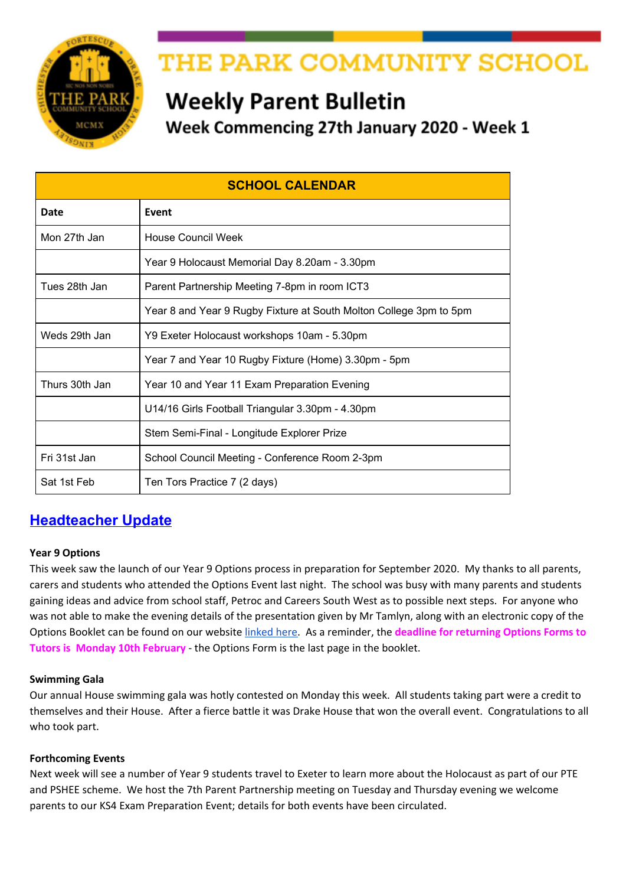# THE PARK COMMUNITY SCHOOL

## Weekly Parent Bulletin

### Week Commencing 27th January 2020 - Week 1

| SCHOOL CALENDAR | |
|---|---|
| **Date** | **Event** |
| Mon 27th Jan | House Council Week |
| | Year 9 Holocaust Memorial Day 8.20am - 3.30pm |
| Tues 28th Jan | Parent Partnership Meeting 7-8pm in room ICT3 |
| | Year 8 and Year 9 Rugby Fixture at South Molton College 3pm to 5pm |
| Weds 29th Jan | Y9 Exeter Holocaust workshops 10am - 5.30pm |
| | Year 7 and Year 10 Rugby Fixture (Home) 3.30pm - 5pm |
| Thurs 30th Jan | Year 10 and Year 11 Exam Preparation Evening |
| | U14/16 Girls Football Triangular 3.30pm - 4.30pm |
| | Stem Semi-Final - Longitude Explorer Prize |
| Fri 31st Jan | School Council Meeting - Conference Room 2-3pm |
| Sat 1st Feb | Ten Tors Practice 7 (2 days) |

## Headteacher Update

**Year 9 Options**

This week saw the launch of our Year 9 Options process in preparation for September 2020. My thanks to all parents, carers and students who attended the Options Event last night. The school was busy with many parents and students gaining ideas and advice from school staff, Petroc and Careers South West as to possible next steps. For anyone who was not able to make the evening details of the presentation given by Mr Tamlyn, along with an electronic copy of the Options Booklet can be found on our website linked here. As a reminder, the **deadline for returning Options Forms to Tutors is Monday 10th February** - the Options Form is the last page in the booklet.

**Swimming Gala**

Our annual House swimming gala was hotly contested on Monday this week. All students taking part were a credit to themselves and their House. After a fierce battle it was Drake House that won the overall event. Congratulations to all who took part.

**Forthcoming Events**

Next week will see a number of Year 9 students travel to Exeter to learn more about the Holocaust as part of our PTE and PSHEE scheme. We host the 7th Parent Partnership meeting on Tuesday and Thursday evening we welcome parents to our KS4 Exam Preparation Event; details for both events have been circulated.